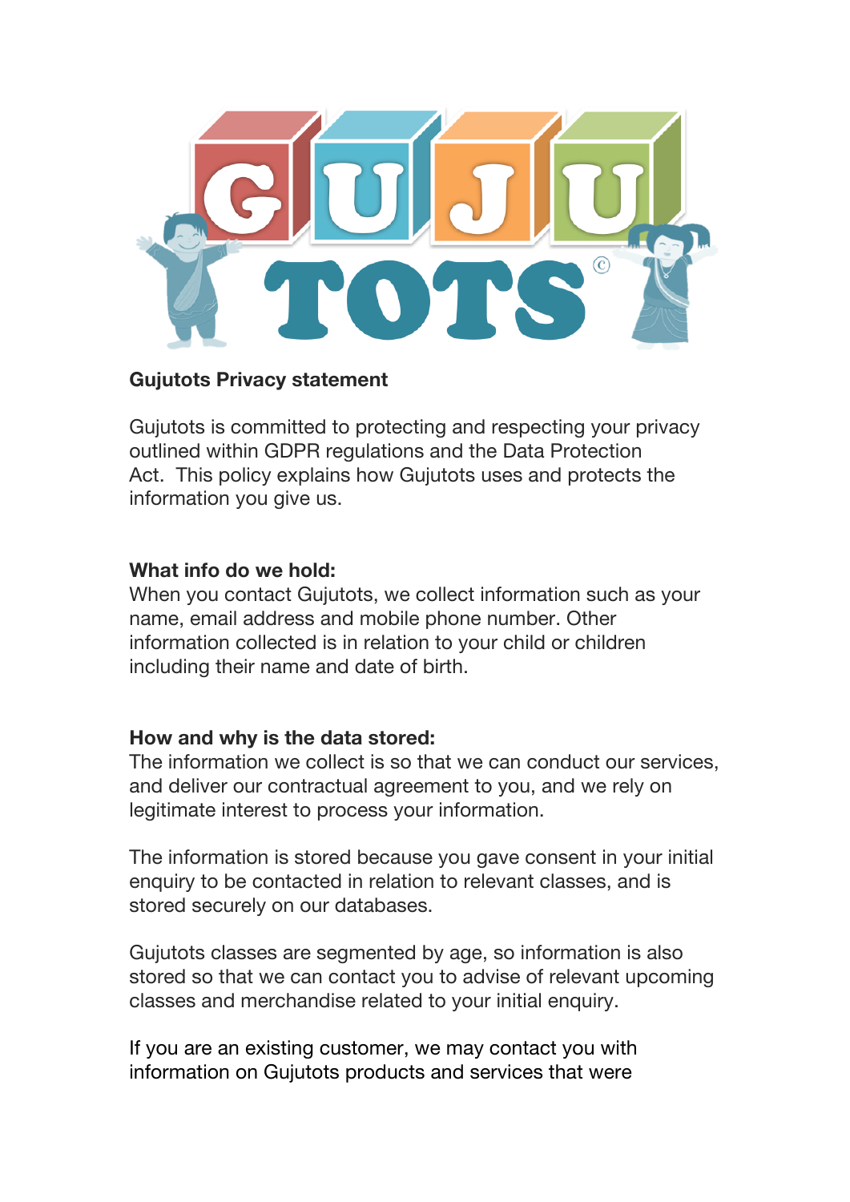**Gujutots Privacy statement**

Gujutots is committed to protecting and respecting your privacy outlined within GDPR regulations and the Data Protection Act. This policy explains how Gujutots uses and protects the information you give us.

**What info do we hold:**

When you contact Gujutots, we collect information such as your name, email address and mobile phone number. Other information collected is in relation to your child or children including their name and date of birth.

**How and why is the data stored:**

The information we collect is so that we can conduct our services, and deliver our contractual agreement to you, and we rely on legitimate interest to process your information.

The information is stored because you gave consent in your initial enquiry to be contacted in relation to relevant classes, and is stored securely on our databases.

Gujutots classes are segmented by age, so information is also stored so that we can contact you to advise of relevant upcoming classes and merchandise related to your initial enquiry.

If you are an existing customer, we may contact you with information on Gujutots products and services that were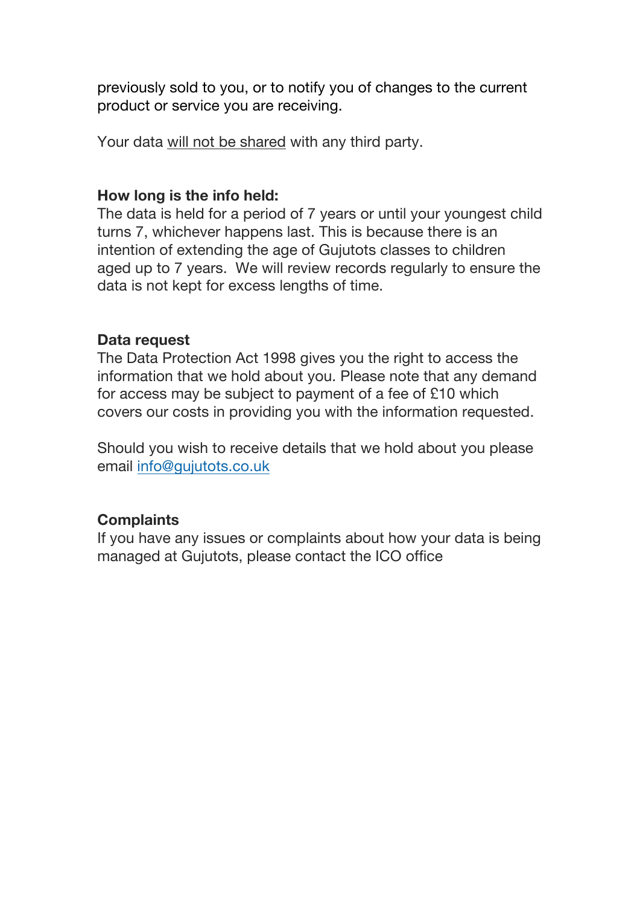previously sold to you, or to notify you of changes to the current product or service you are receiving.

Your data will not be shared with any third party.

**How long is the info held:**
The data is held for a period of 7 years or until your youngest child turns 7, whichever happens last. This is because there is an intention of extending the age of Gujutots classes to children aged up to 7 years. We will review records regularly to ensure the data is not kept for excess lengths of time.

**Data request**
The Data Protection Act 1998 gives you the right to access the information that we hold about you. Please note that any demand for access may be subject to payment of a fee of £10 which covers our costs in providing you with the information requested.

Should you wish to receive details that we hold about you please email [info@gujutots.co.uk](mailto:info@gujutots.co.uk)

**Complaints**
If you have any issues or complaints about how your data is being managed at Gujutots, please contact the ICO office